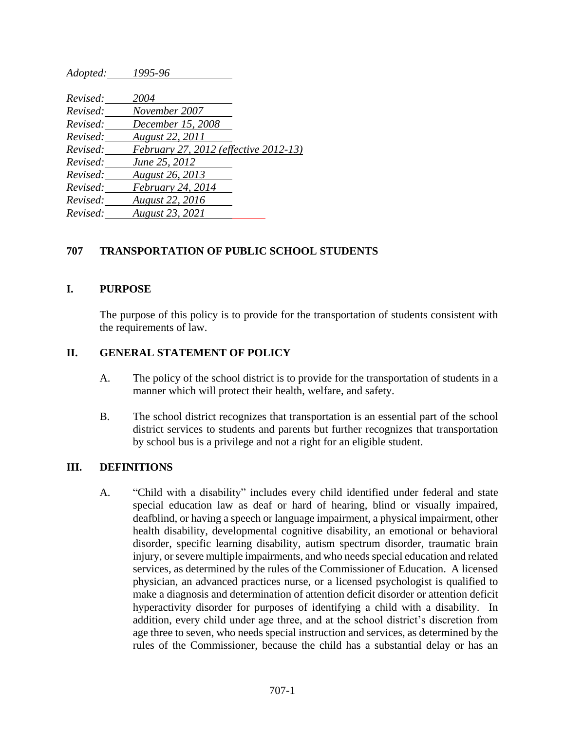*Adopted:* *1995-96*

*Revised:* *2004*
*Revised:* *November 2007*
*Revised:* *December 15, 2008*
*Revised:* *August 22, 2011*
*Revised:* *February 27, 2012 (effective 2012-13)*
*Revised:* *June 25, 2012*
*Revised:* *August 26, 2013*
*Revised:* *February 24, 2014*
*Revised:* *August 22, 2016*
*Revised:* *August 23, 2021*

## 707 TRANSPORTATION OF PUBLIC SCHOOL STUDENTS

### I. PURPOSE

The purpose of this policy is to provide for the transportation of students consistent with the requirements of law.

### II. GENERAL STATEMENT OF POLICY

A. The policy of the school district is to provide for the transportation of students in a manner which will protect their health, welfare, and safety.

B. The school district recognizes that transportation is an essential part of the school district services to students and parents but further recognizes that transportation by school bus is a privilege and not a right for an eligible student.

### III. DEFINITIONS

A. "Child with a disability" includes every child identified under federal and state special education law as deaf or hard of hearing, blind or visually impaired, deafblind, or having a speech or language impairment, a physical impairment, other health disability, developmental cognitive disability, an emotional or behavioral disorder, specific learning disability, autism spectrum disorder, traumatic brain injury, or severe multiple impairments, and who needs special education and related services, as determined by the rules of the Commissioner of Education. A licensed physician, an advanced practices nurse, or a licensed psychologist is qualified to make a diagnosis and determination of attention deficit disorder or attention deficit hyperactivity disorder for purposes of identifying a child with a disability. In addition, every child under age three, and at the school district's discretion from age three to seven, who needs special instruction and services, as determined by the rules of the Commissioner, because the child has a substantial delay or has an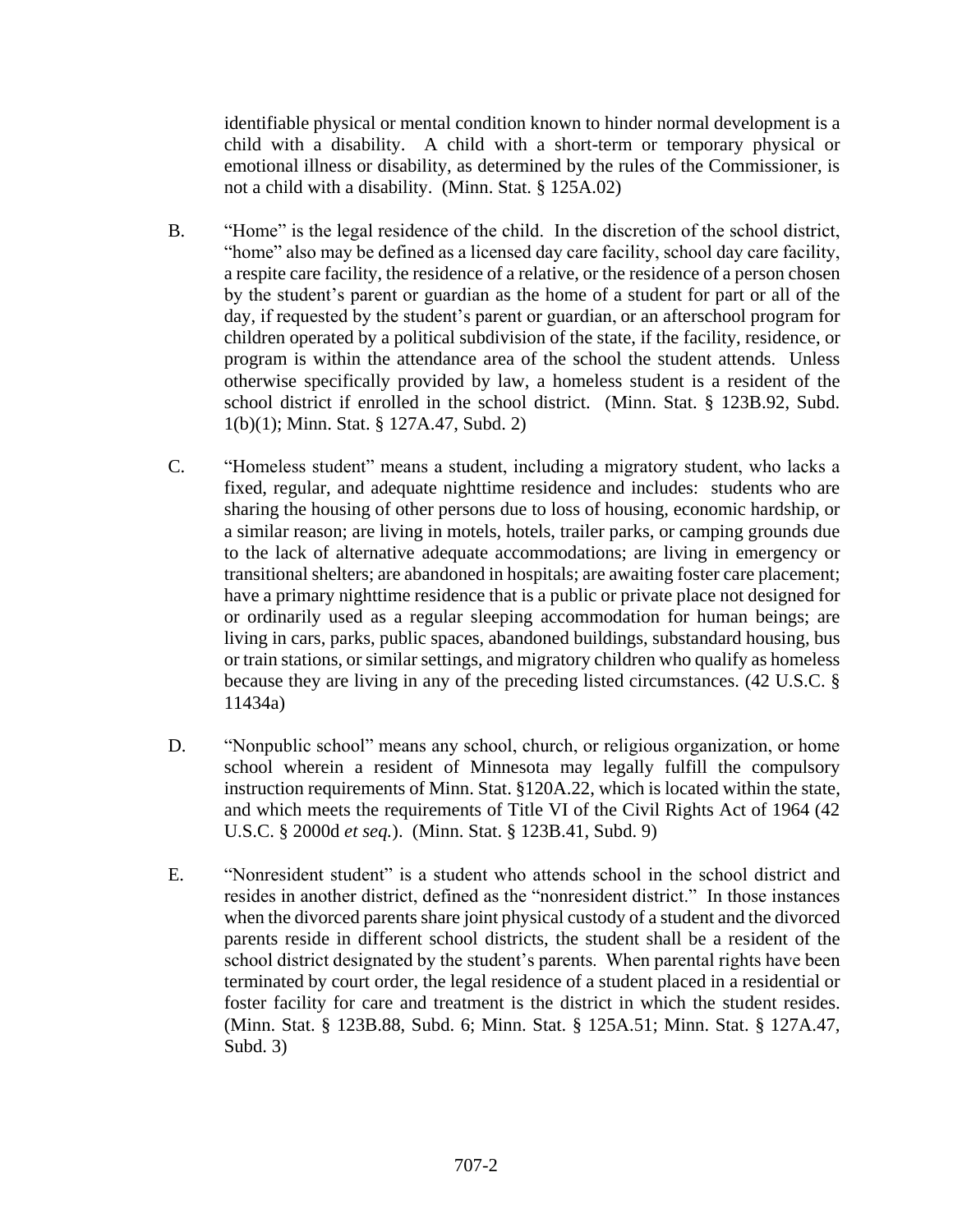identifiable physical or mental condition known to hinder normal development is a child with a disability. A child with a short-term or temporary physical or emotional illness or disability, as determined by the rules of the Commissioner, is not a child with a disability. (Minn. Stat. § 125A.02)

B. "Home" is the legal residence of the child. In the discretion of the school district, "home" also may be defined as a licensed day care facility, school day care facility, a respite care facility, the residence of a relative, or the residence of a person chosen by the student's parent or guardian as the home of a student for part or all of the day, if requested by the student's parent or guardian, or an afterschool program for children operated by a political subdivision of the state, if the facility, residence, or program is within the attendance area of the school the student attends. Unless otherwise specifically provided by law, a homeless student is a resident of the school district if enrolled in the school district. (Minn. Stat. § 123B.92, Subd. 1(b)(1); Minn. Stat. § 127A.47, Subd. 2)

C. "Homeless student" means a student, including a migratory student, who lacks a fixed, regular, and adequate nighttime residence and includes: students who are sharing the housing of other persons due to loss of housing, economic hardship, or a similar reason; are living in motels, hotels, trailer parks, or camping grounds due to the lack of alternative adequate accommodations; are living in emergency or transitional shelters; are abandoned in hospitals; are awaiting foster care placement; have a primary nighttime residence that is a public or private place not designed for or ordinarily used as a regular sleeping accommodation for human beings; are living in cars, parks, public spaces, abandoned buildings, substandard housing, bus or train stations, or similar settings, and migratory children who qualify as homeless because they are living in any of the preceding listed circumstances. (42 U.S.C. § 11434a)

D. "Nonpublic school" means any school, church, or religious organization, or home school wherein a resident of Minnesota may legally fulfill the compulsory instruction requirements of Minn. Stat. §120A.22, which is located within the state, and which meets the requirements of Title VI of the Civil Rights Act of 1964 (42 U.S.C. § 2000d *et seq.*). (Minn. Stat. § 123B.41, Subd. 9)

E. "Nonresident student" is a student who attends school in the school district and resides in another district, defined as the "nonresident district." In those instances when the divorced parents share joint physical custody of a student and the divorced parents reside in different school districts, the student shall be a resident of the school district designated by the student's parents. When parental rights have been terminated by court order, the legal residence of a student placed in a residential or foster facility for care and treatment is the district in which the student resides. (Minn. Stat. § 123B.88, Subd. 6; Minn. Stat. § 125A.51; Minn. Stat. § 127A.47, Subd. 3)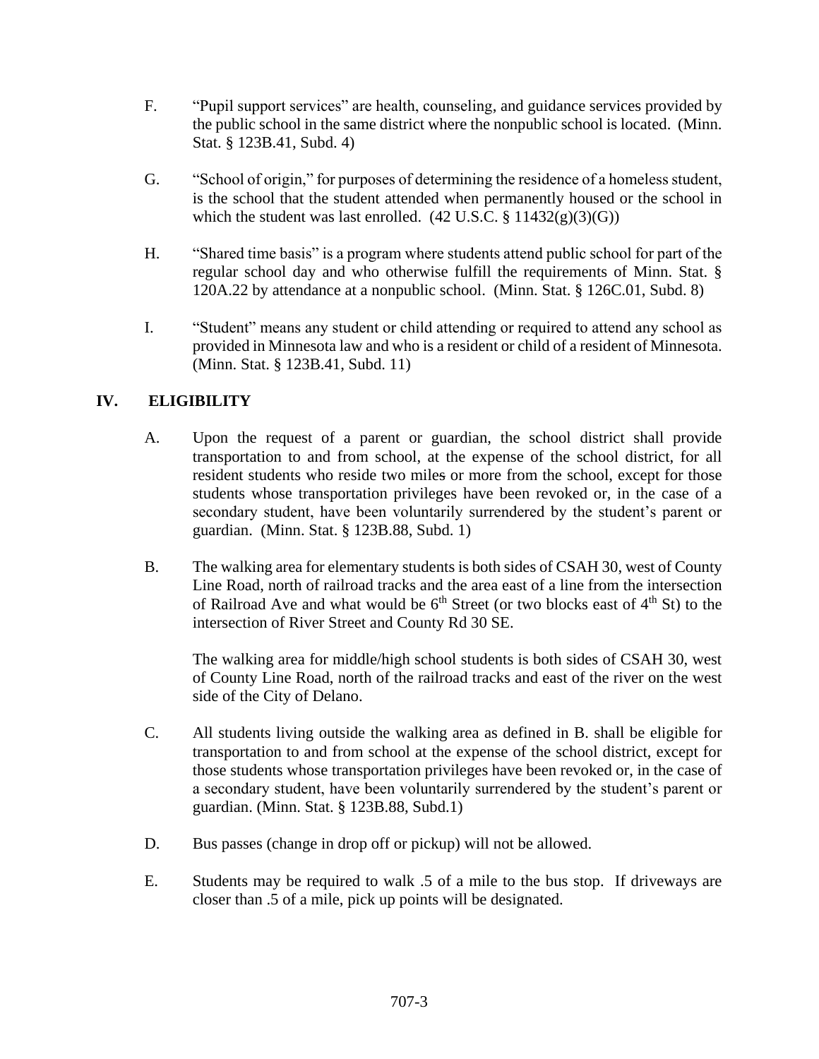F. "Pupil support services" are health, counseling, and guidance services provided by the public school in the same district where the nonpublic school is located. (Minn. Stat. § 123B.41, Subd. 4)

G. "School of origin," for purposes of determining the residence of a homeless student, is the school that the student attended when permanently housed or the school in which the student was last enrolled. (42 U.S.C. § 11432(g)(3)(G))

H. "Shared time basis" is a program where students attend public school for part of the regular school day and who otherwise fulfill the requirements of Minn. Stat. § 120A.22 by attendance at a nonpublic school. (Minn. Stat. § 126C.01, Subd. 8)

I. "Student" means any student or child attending or required to attend any school as provided in Minnesota law and who is a resident or child of a resident of Minnesota. (Minn. Stat. § 123B.41, Subd. 11)

## IV. ELIGIBILITY

A. Upon the request of a parent or guardian, the school district shall provide transportation to and from school, at the expense of the school district, for all resident students who reside two miles or more from the school, except for those students whose transportation privileges have been revoked or, in the case of a secondary student, have been voluntarily surrendered by the student's parent or guardian. (Minn. Stat. § 123B.88, Subd. 1)

B. The walking area for elementary students is both sides of CSAH 30, west of County Line Road, north of railroad tracks and the area east of a line from the intersection of Railroad Ave and what would be 6th Street (or two blocks east of 4th St) to the intersection of River Street and County Rd 30 SE.

The walking area for middle/high school students is both sides of CSAH 30, west of County Line Road, north of the railroad tracks and east of the river on the west side of the City of Delano.

C. All students living outside the walking area as defined in B. shall be eligible for transportation to and from school at the expense of the school district, except for those students whose transportation privileges have been revoked or, in the case of a secondary student, have been voluntarily surrendered by the student's parent or guardian. (Minn. Stat. § 123B.88, Subd.1)

D. Bus passes (change in drop off or pickup) will not be allowed.

E. Students may be required to walk .5 of a mile to the bus stop. If driveways are closer than .5 of a mile, pick up points will be designated.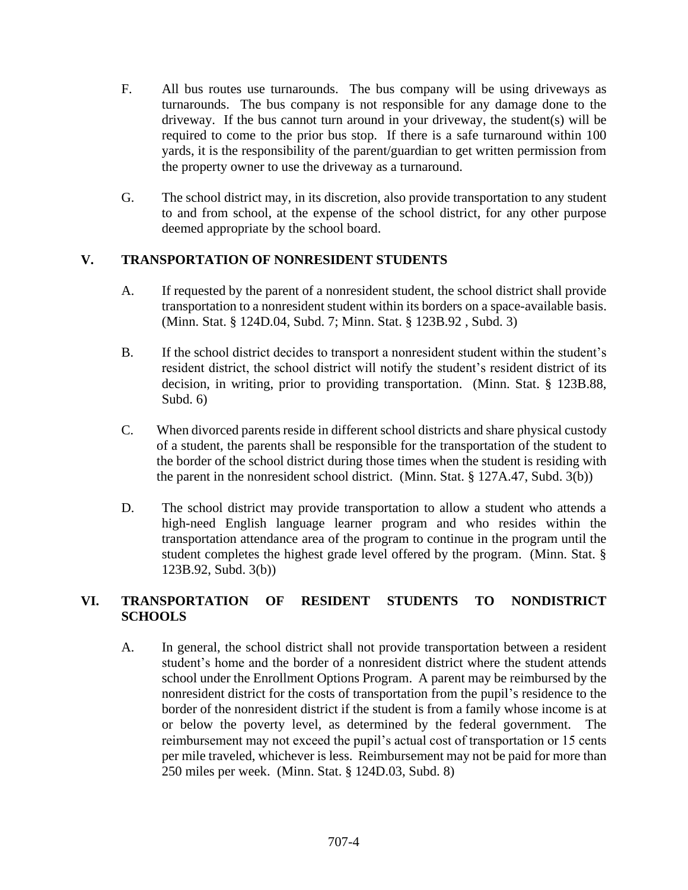F. All bus routes use turnarounds. The bus company will be using driveways as turnarounds. The bus company is not responsible for any damage done to the driveway. If the bus cannot turn around in your driveway, the student(s) will be required to come to the prior bus stop. If there is a safe turnaround within 100 yards, it is the responsibility of the parent/guardian to get written permission from the property owner to use the driveway as a turnaround.

G. The school district may, in its discretion, also provide transportation to any student to and from school, at the expense of the school district, for any other purpose deemed appropriate by the school board.

## V. TRANSPORTATION OF NONRESIDENT STUDENTS

A. If requested by the parent of a nonresident student, the school district shall provide transportation to a nonresident student within its borders on a space-available basis. (Minn. Stat. § 124D.04, Subd. 7; Minn. Stat. § 123B.92 , Subd. 3)

B. If the school district decides to transport a nonresident student within the student's resident district, the school district will notify the student's resident district of its decision, in writing, prior to providing transportation. (Minn. Stat. § 123B.88, Subd. 6)

C. When divorced parents reside in different school districts and share physical custody of a student, the parents shall be responsible for the transportation of the student to the border of the school district during those times when the student is residing with the parent in the nonresident school district. (Minn. Stat. § 127A.47, Subd. 3(b))

D. The school district may provide transportation to allow a student who attends a high-need English language learner program and who resides within the transportation attendance area of the program to continue in the program until the student completes the highest grade level offered by the program. (Minn. Stat. § 123B.92, Subd. 3(b))

## VI. TRANSPORTATION OF RESIDENT STUDENTS TO NONDISTRICT SCHOOLS

A. In general, the school district shall not provide transportation between a resident student's home and the border of a nonresident district where the student attends school under the Enrollment Options Program. A parent may be reimbursed by the nonresident district for the costs of transportation from the pupil's residence to the border of the nonresident district if the student is from a family whose income is at or below the poverty level, as determined by the federal government. The reimbursement may not exceed the pupil's actual cost of transportation or 15 cents per mile traveled, whichever is less. Reimbursement may not be paid for more than 250 miles per week. (Minn. Stat. § 124D.03, Subd. 8)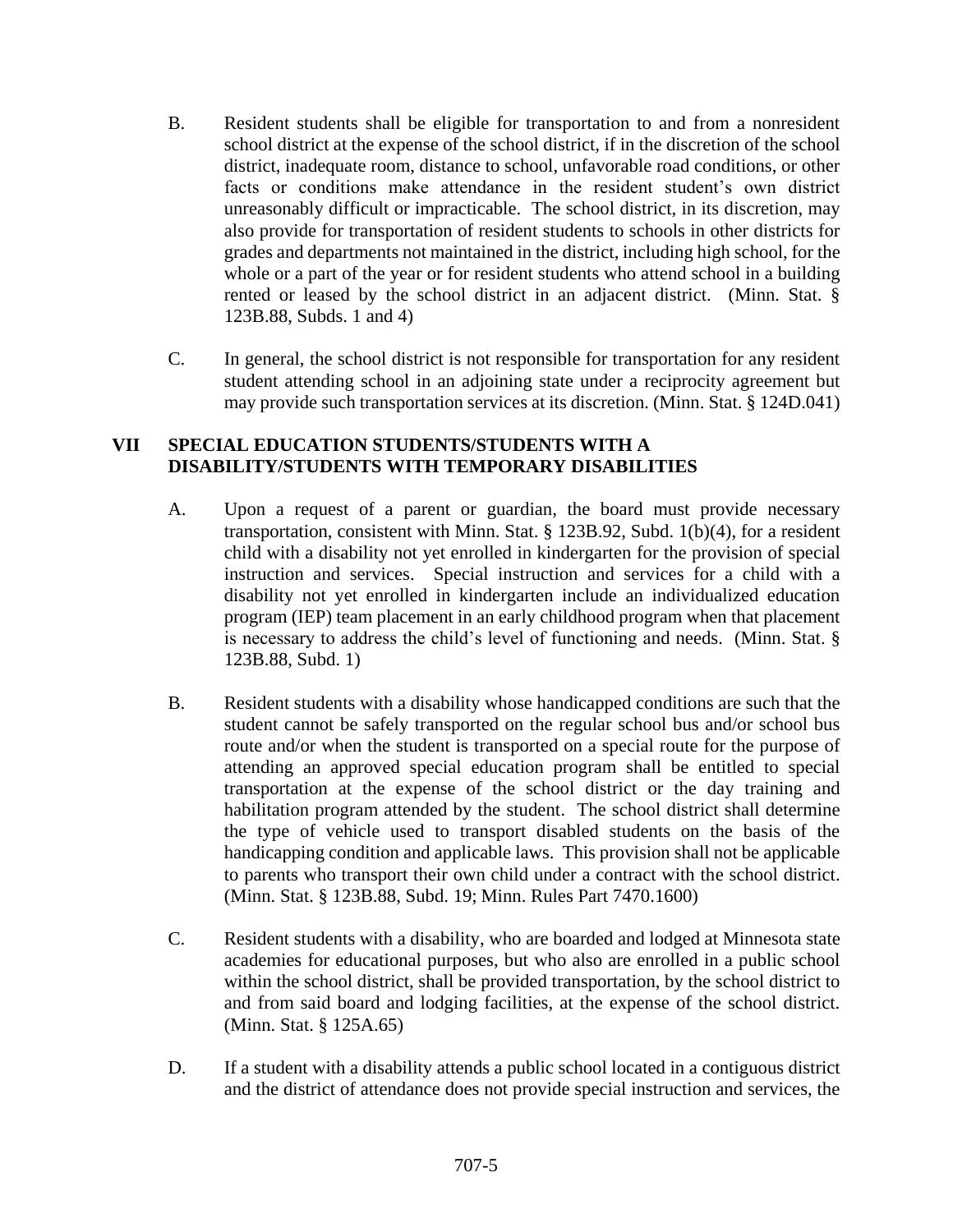B. Resident students shall be eligible for transportation to and from a nonresident school district at the expense of the school district, if in the discretion of the school district, inadequate room, distance to school, unfavorable road conditions, or other facts or conditions make attendance in the resident student's own district unreasonably difficult or impracticable. The school district, in its discretion, may also provide for transportation of resident students to schools in other districts for grades and departments not maintained in the district, including high school, for the whole or a part of the year or for resident students who attend school in a building rented or leased by the school district in an adjacent district. (Minn. Stat. § 123B.88, Subds. 1 and 4)

C. In general, the school district is not responsible for transportation for any resident student attending school in an adjoining state under a reciprocity agreement but may provide such transportation services at its discretion. (Minn. Stat. § 124D.041)

## VII SPECIAL EDUCATION STUDENTS/STUDENTS WITH A DISABILITY/STUDENTS WITH TEMPORARY DISABILITIES

A. Upon a request of a parent or guardian, the board must provide necessary transportation, consistent with Minn. Stat. § 123B.92, Subd. 1(b)(4), for a resident child with a disability not yet enrolled in kindergarten for the provision of special instruction and services. Special instruction and services for a child with a disability not yet enrolled in kindergarten include an individualized education program (IEP) team placement in an early childhood program when that placement is necessary to address the child's level of functioning and needs. (Minn. Stat. § 123B.88, Subd. 1)

B. Resident students with a disability whose handicapped conditions are such that the student cannot be safely transported on the regular school bus and/or school bus route and/or when the student is transported on a special route for the purpose of attending an approved special education program shall be entitled to special transportation at the expense of the school district or the day training and habilitation program attended by the student. The school district shall determine the type of vehicle used to transport disabled students on the basis of the handicapping condition and applicable laws. This provision shall not be applicable to parents who transport their own child under a contract with the school district. (Minn. Stat. § 123B.88, Subd. 19; Minn. Rules Part 7470.1600)

C. Resident students with a disability, who are boarded and lodged at Minnesota state academies for educational purposes, but who also are enrolled in a public school within the school district, shall be provided transportation, by the school district to and from said board and lodging facilities, at the expense of the school district. (Minn. Stat. § 125A.65)

D. If a student with a disability attends a public school located in a contiguous district and the district of attendance does not provide special instruction and services, the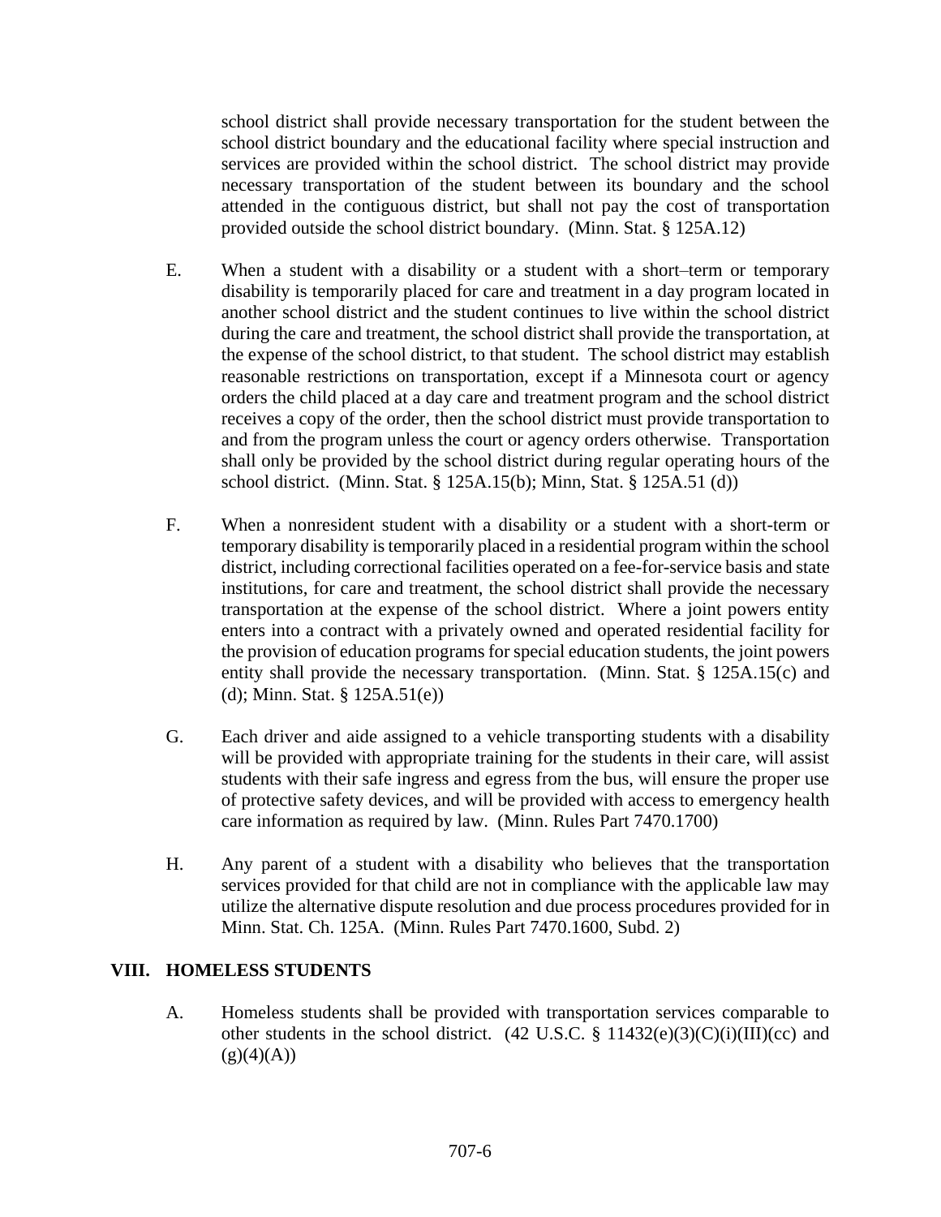school district shall provide necessary transportation for the student between the school district boundary and the educational facility where special instruction and services are provided within the school district. The school district may provide necessary transportation of the student between its boundary and the school attended in the contiguous district, but shall not pay the cost of transportation provided outside the school district boundary. (Minn. Stat. § 125A.12)

E. When a student with a disability or a student with a short–term or temporary disability is temporarily placed for care and treatment in a day program located in another school district and the student continues to live within the school district during the care and treatment, the school district shall provide the transportation, at the expense of the school district, to that student. The school district may establish reasonable restrictions on transportation, except if a Minnesota court or agency orders the child placed at a day care and treatment program and the school district receives a copy of the order, then the school district must provide transportation to and from the program unless the court or agency orders otherwise. Transportation shall only be provided by the school district during regular operating hours of the school district. (Minn. Stat. § 125A.15(b); Minn, Stat. § 125A.51 (d))

F. When a nonresident student with a disability or a student with a short-term or temporary disability is temporarily placed in a residential program within the school district, including correctional facilities operated on a fee-for-service basis and state institutions, for care and treatment, the school district shall provide the necessary transportation at the expense of the school district. Where a joint powers entity enters into a contract with a privately owned and operated residential facility for the provision of education programs for special education students, the joint powers entity shall provide the necessary transportation. (Minn. Stat. § 125A.15(c) and (d); Minn. Stat. § 125A.51(e))

G. Each driver and aide assigned to a vehicle transporting students with a disability will be provided with appropriate training for the students in their care, will assist students with their safe ingress and egress from the bus, will ensure the proper use of protective safety devices, and will be provided with access to emergency health care information as required by law. (Minn. Rules Part 7470.1700)

H. Any parent of a student with a disability who believes that the transportation services provided for that child are not in compliance with the applicable law may utilize the alternative dispute resolution and due process procedures provided for in Minn. Stat. Ch. 125A. (Minn. Rules Part 7470.1600, Subd. 2)

## VIII. HOMELESS STUDENTS

A. Homeless students shall be provided with transportation services comparable to other students in the school district. (42 U.S.C. § 11432(e)(3)(C)(i)(III)(cc) and (g)(4)(A))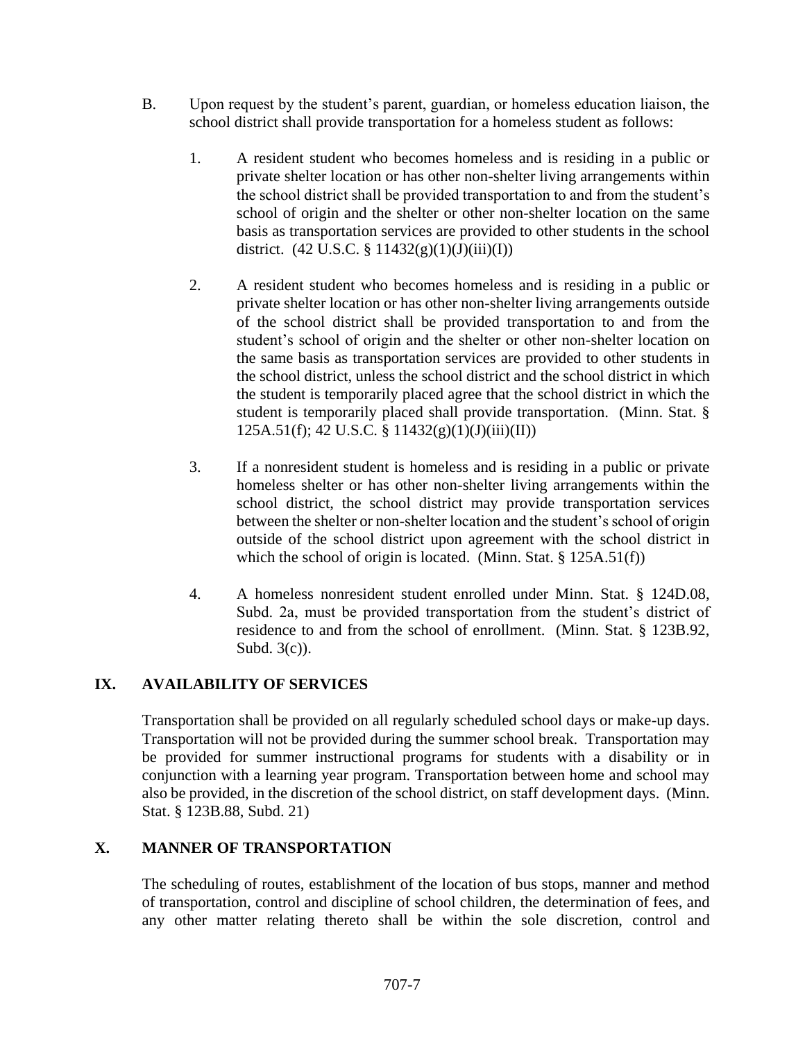B. Upon request by the student's parent, guardian, or homeless education liaison, the school district shall provide transportation for a homeless student as follows:

1. A resident student who becomes homeless and is residing in a public or private shelter location or has other non-shelter living arrangements within the school district shall be provided transportation to and from the student's school of origin and the shelter or other non-shelter location on the same basis as transportation services are provided to other students in the school district. (42 U.S.C. § 11432(g)(1)(J)(iii)(I))

2. A resident student who becomes homeless and is residing in a public or private shelter location or has other non-shelter living arrangements outside of the school district shall be provided transportation to and from the student's school of origin and the shelter or other non-shelter location on the same basis as transportation services are provided to other students in the school district, unless the school district and the school district in which the student is temporarily placed agree that the school district in which the student is temporarily placed shall provide transportation. (Minn. Stat. § 125A.51(f); 42 U.S.C. § 11432(g)(1)(J)(iii)(II))

3. If a nonresident student is homeless and is residing in a public or private homeless shelter or has other non-shelter living arrangements within the school district, the school district may provide transportation services between the shelter or non-shelter location and the student's school of origin outside of the school district upon agreement with the school district in which the school of origin is located. (Minn. Stat. § 125A.51(f))

4. A homeless nonresident student enrolled under Minn. Stat. § 124D.08, Subd. 2a, must be provided transportation from the student's district of residence to and from the school of enrollment. (Minn. Stat. § 123B.92, Subd. 3(c)).

## IX. AVAILABILITY OF SERVICES

Transportation shall be provided on all regularly scheduled school days or make-up days. Transportation will not be provided during the summer school break. Transportation may be provided for summer instructional programs for students with a disability or in conjunction with a learning year program. Transportation between home and school may also be provided, in the discretion of the school district, on staff development days. (Minn. Stat. § 123B.88, Subd. 21)

## X. MANNER OF TRANSPORTATION

The scheduling of routes, establishment of the location of bus stops, manner and method of transportation, control and discipline of school children, the determination of fees, and any other matter relating thereto shall be within the sole discretion, control and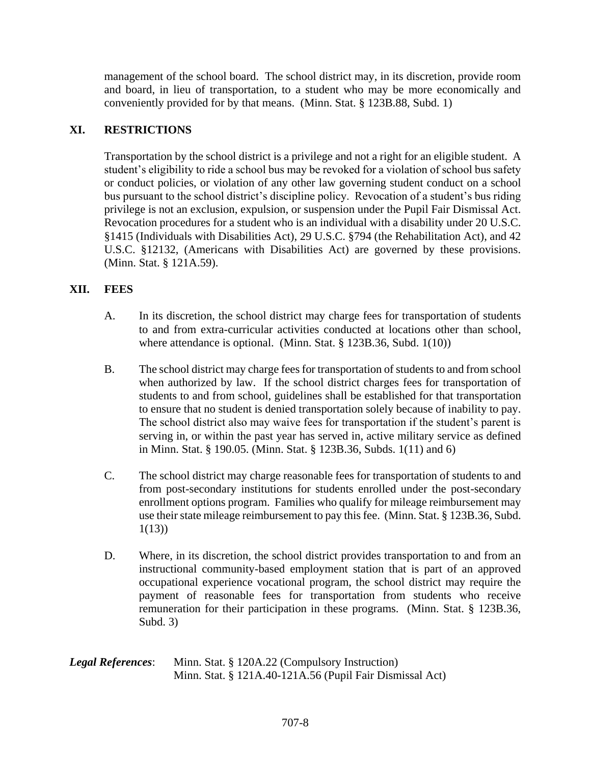management of the school board. The school district may, in its discretion, provide room and board, in lieu of transportation, to a student who may be more economically and conveniently provided for by that means. (Minn. Stat. § 123B.88, Subd. 1)

## XI. RESTRICTIONS

Transportation by the school district is a privilege and not a right for an eligible student. A student's eligibility to ride a school bus may be revoked for a violation of school bus safety or conduct policies, or violation of any other law governing student conduct on a school bus pursuant to the school district's discipline policy. Revocation of a student's bus riding privilege is not an exclusion, expulsion, or suspension under the Pupil Fair Dismissal Act. Revocation procedures for a student who is an individual with a disability under 20 U.S.C. §1415 (Individuals with Disabilities Act), 29 U.S.C. §794 (the Rehabilitation Act), and 42 U.S.C. §12132, (Americans with Disabilities Act) are governed by these provisions. (Minn. Stat. § 121A.59).

## XII. FEES

A. In its discretion, the school district may charge fees for transportation of students to and from extra-curricular activities conducted at locations other than school, where attendance is optional. (Minn. Stat. § 123B.36, Subd. 1(10))

B. The school district may charge fees for transportation of students to and from school when authorized by law. If the school district charges fees for transportation of students to and from school, guidelines shall be established for that transportation to ensure that no student is denied transportation solely because of inability to pay. The school district also may waive fees for transportation if the student's parent is serving in, or within the past year has served in, active military service as defined in Minn. Stat. § 190.05. (Minn. Stat. § 123B.36, Subds. 1(11) and 6)

C. The school district may charge reasonable fees for transportation of students to and from post-secondary institutions for students enrolled under the post-secondary enrollment options program. Families who qualify for mileage reimbursement may use their state mileage reimbursement to pay this fee. (Minn. Stat. § 123B.36, Subd. 1(13))

D. Where, in its discretion, the school district provides transportation to and from an instructional community-based employment station that is part of an approved occupational experience vocational program, the school district may require the payment of reasonable fees for transportation from students who receive remuneration for their participation in these programs. (Minn. Stat. § 123B.36, Subd. 3)

***Legal References***: Minn. Stat. § 120A.22 (Compulsory Instruction)
Minn. Stat. § 121A.40-121A.56 (Pupil Fair Dismissal Act)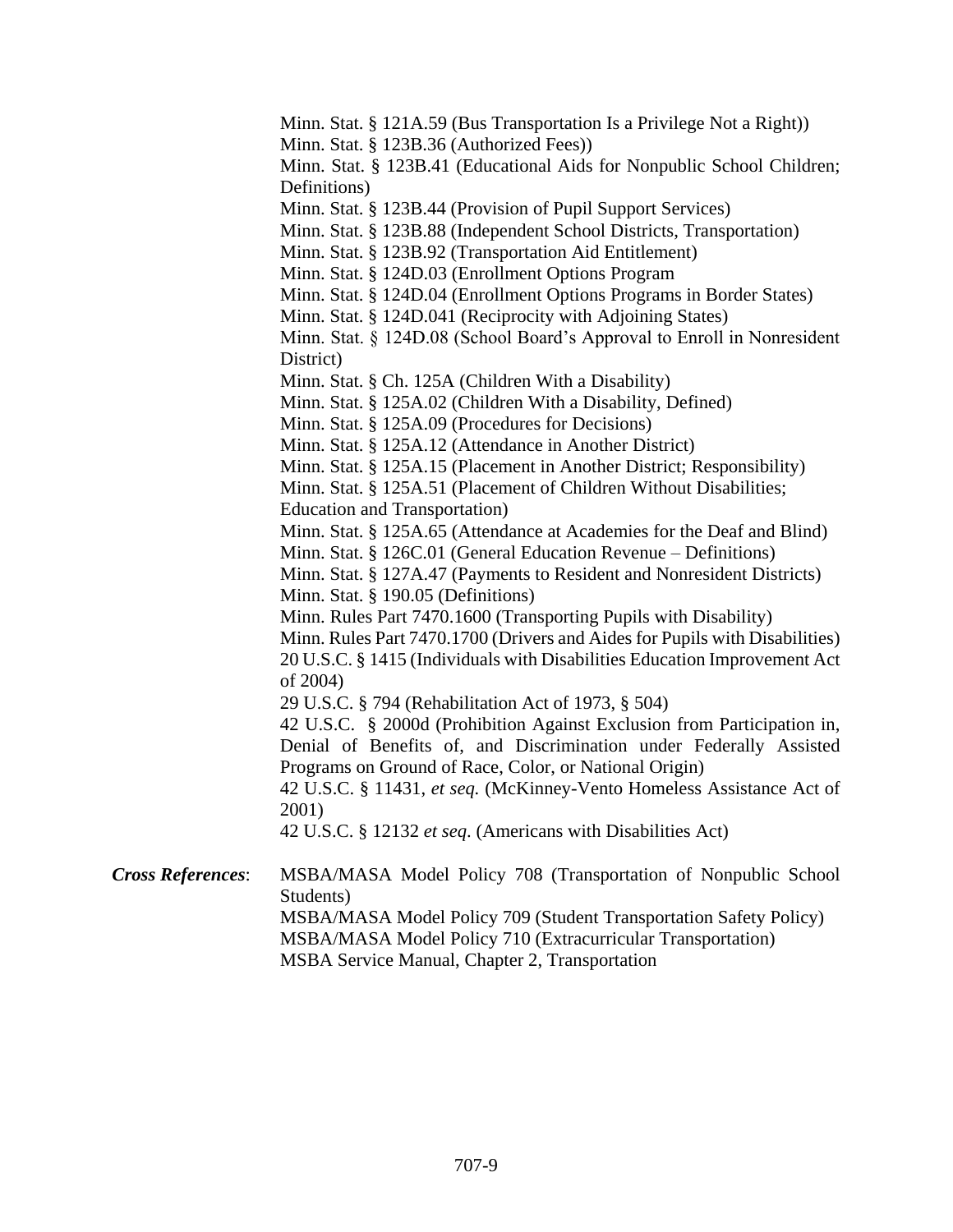Minn. Stat. § 121A.59 (Bus Transportation Is a Privilege Not a Right))
Minn. Stat. § 123B.36 (Authorized Fees))
Minn. Stat. § 123B.41 (Educational Aids for Nonpublic School Children; Definitions)
Minn. Stat. § 123B.44 (Provision of Pupil Support Services)
Minn. Stat. § 123B.88 (Independent School Districts, Transportation)
Minn. Stat. § 123B.92 (Transportation Aid Entitlement)
Minn. Stat. § 124D.03 (Enrollment Options Program
Minn. Stat. § 124D.04 (Enrollment Options Programs in Border States)
Minn. Stat. § 124D.041 (Reciprocity with Adjoining States)
Minn. Stat. § 124D.08 (School Board's Approval to Enroll in Nonresident District)
Minn. Stat. § Ch. 125A (Children With a Disability)
Minn. Stat. § 125A.02 (Children With a Disability, Defined)
Minn. Stat. § 125A.09 (Procedures for Decisions)
Minn. Stat. § 125A.12 (Attendance in Another District)
Minn. Stat. § 125A.15 (Placement in Another District; Responsibility)
Minn. Stat. § 125A.51 (Placement of Children Without Disabilities; Education and Transportation)
Minn. Stat. § 125A.65 (Attendance at Academies for the Deaf and Blind)
Minn. Stat. § 126C.01 (General Education Revenue – Definitions)
Minn. Stat. § 127A.47 (Payments to Resident and Nonresident Districts)
Minn. Stat. § 190.05 (Definitions)
Minn. Rules Part 7470.1600 (Transporting Pupils with Disability)
Minn. Rules Part 7470.1700 (Drivers and Aides for Pupils with Disabilities)
20 U.S.C. § 1415 (Individuals with Disabilities Education Improvement Act of 2004)
29 U.S.C. § 794 (Rehabilitation Act of 1973, § 504)
42 U.S.C. § 2000d (Prohibition Against Exclusion from Participation in, Denial of Benefits of, and Discrimination under Federally Assisted Programs on Ground of Race, Color, or National Origin)
42 U.S.C. § 11431, *et seq.* (McKinney-Vento Homeless Assistance Act of 2001)
42 U.S.C. § 12132 *et seq*. (Americans with Disabilities Act)

***Cross References***: MSBA/MASA Model Policy 708 (Transportation of Nonpublic School Students)
MSBA/MASA Model Policy 709 (Student Transportation Safety Policy)
MSBA/MASA Model Policy 710 (Extracurricular Transportation)
MSBA Service Manual, Chapter 2, Transportation